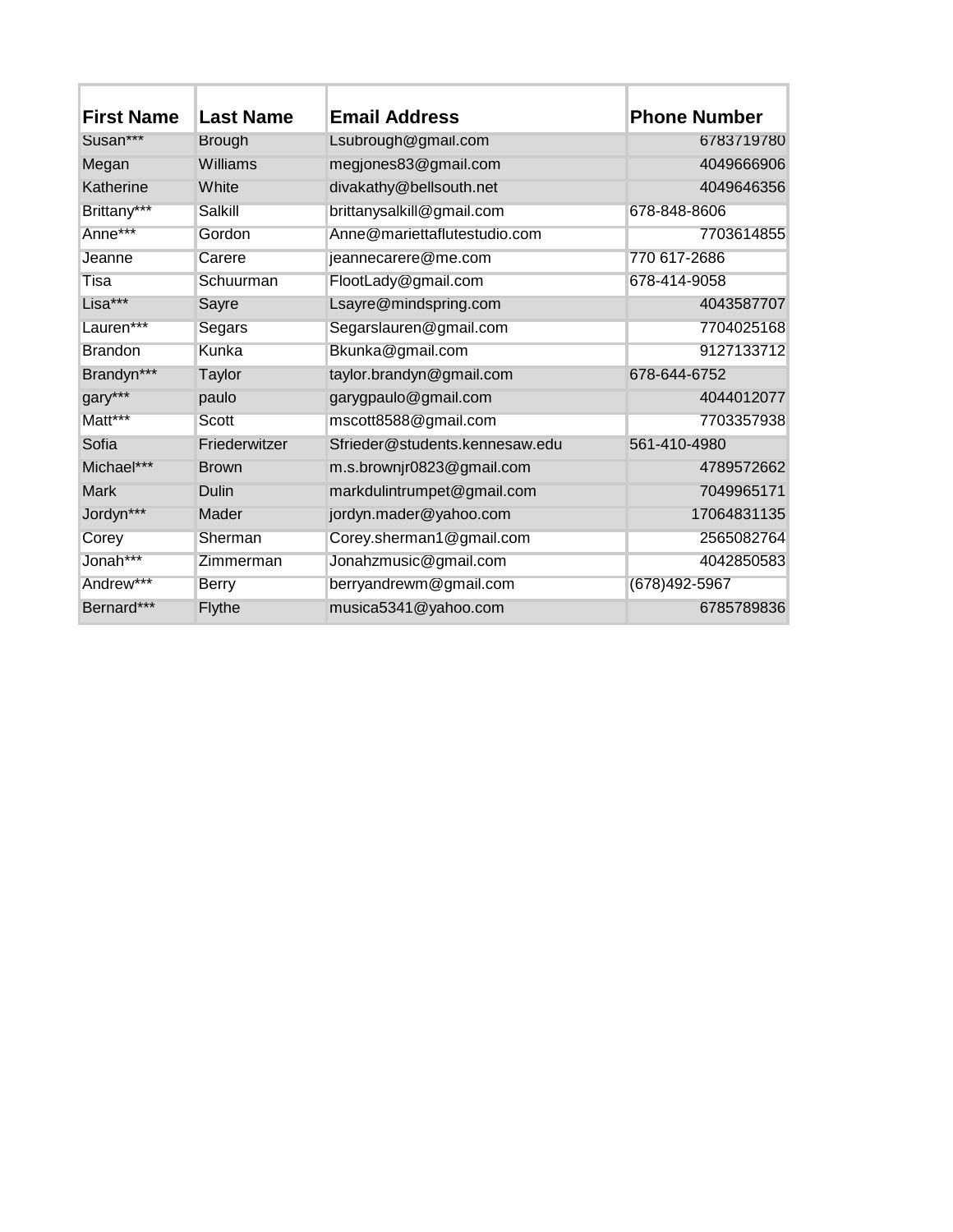| First Name | Last Name | Email Address | Phone Number |
| --- | --- | --- | --- |
| Susan*** | Brough | Lsubrough@gmail.com | 6783719780 |
| Megan | Williams | megjones83@gmail.com | 4049666906 |
| Katherine | White | divakathy@bellsouth.net | 4049646356 |
| Brittany*** | Salkill | brittanysalkill@gmail.com | 678-848-8606 |
| Anne*** | Gordon | Anne@mariettaflutestudio.com | 7703614855 |
| Jeanne | Carere | jeannecarere@me.com | 770 617-2686 |
| Tisa | Schuurman | FlootLady@gmail.com | 678-414-9058 |
| Lisa*** | Sayre | Lsayre@mindspring.com | 4043587707 |
| Lauren*** | Segars | Segarslauren@gmail.com | 7704025168 |
| Brandon | Kunka | Bkunka@gmail.com | 9127133712 |
| Brandyn*** | Taylor | taylor.brandyn@gmail.com | 678-644-6752 |
| gary*** | paulo | garygpaulo@gmail.com | 4044012077 |
| Matt*** | Scott | mscott8588@gmail.com | 7703357938 |
| Sofia | Friederwitzer | Sfrieder@students.kennesaw.edu | 561-410-4980 |
| Michael*** | Brown | m.s.brownjr0823@gmail.com | 4789572662 |
| Mark | Dulin | markdulintrumpet@gmail.com | 7049965171 |
| Jordyn*** | Mader | jordyn.mader@yahoo.com | 17064831135 |
| Corey | Sherman | Corey.sherman1@gmail.com | 2565082764 |
| Jonah*** | Zimmerman | Jonahzmusic@gmail.com | 4042850583 |
| Andrew*** | Berry | berryandrewm@gmail.com | (678)492-5967 |
| Bernard*** | Flythe | musica5341@yahoo.com | 6785789836 |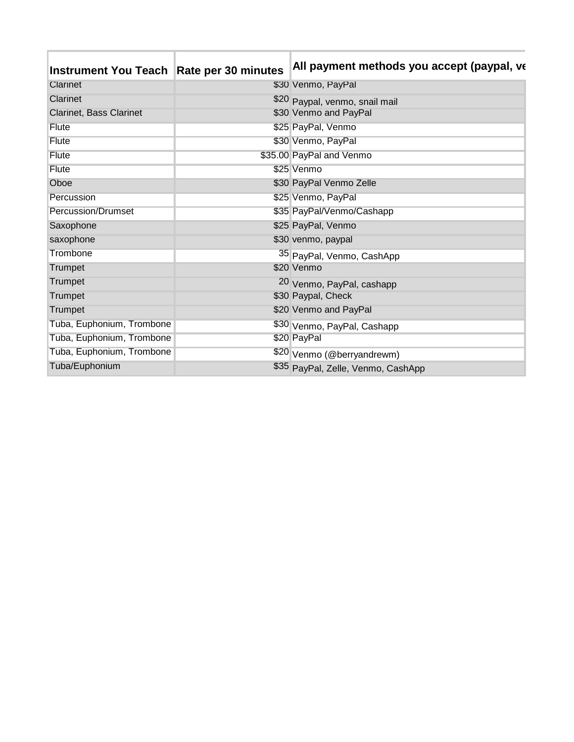| Instrument You Teach | Rate per 30 minutes | All payment methods you accept (paypal, ve |
| --- | --- | --- |
| Clarinet | $30 | Venmo, PayPal |
| Clarinet | $20 | Paypal, venmo, snail mail |
| Clarinet, Bass Clarinet | $30 | Venmo and PayPal |
| Flute | $25 | PayPal, Venmo |
| Flute | $30 | Venmo, PayPal |
| Flute | $35.00 | PayPal and Venmo |
| Flute | $25 | Venmo |
| Oboe | $30 | PayPal Venmo Zelle |
| Percussion | $25 | Venmo, PayPal |
| Percussion/Drumset | $35 | PayPal/Venmo/Cashapp |
| Saxophone | $25 | PayPal, Venmo |
| saxophone | $30 | venmo, paypal |
| Trombone | 35 | PayPal, Venmo, CashApp |
| Trumpet | $20 | Venmo |
| Trumpet | 20 | Venmo, PayPal, cashapp |
| Trumpet | $30 | Paypal, Check |
| Trumpet | $20 | Venmo and PayPal |
| Tuba, Euphonium, Trombone | $30 | Venmo, PayPal, Cashapp |
| Tuba, Euphonium, Trombone | $20 | PayPal |
| Tuba, Euphonium, Trombone | $20 | Venmo (@berryandrewm) |
| Tuba/Euphonium | $35 | PayPal, Zelle, Venmo, CashApp |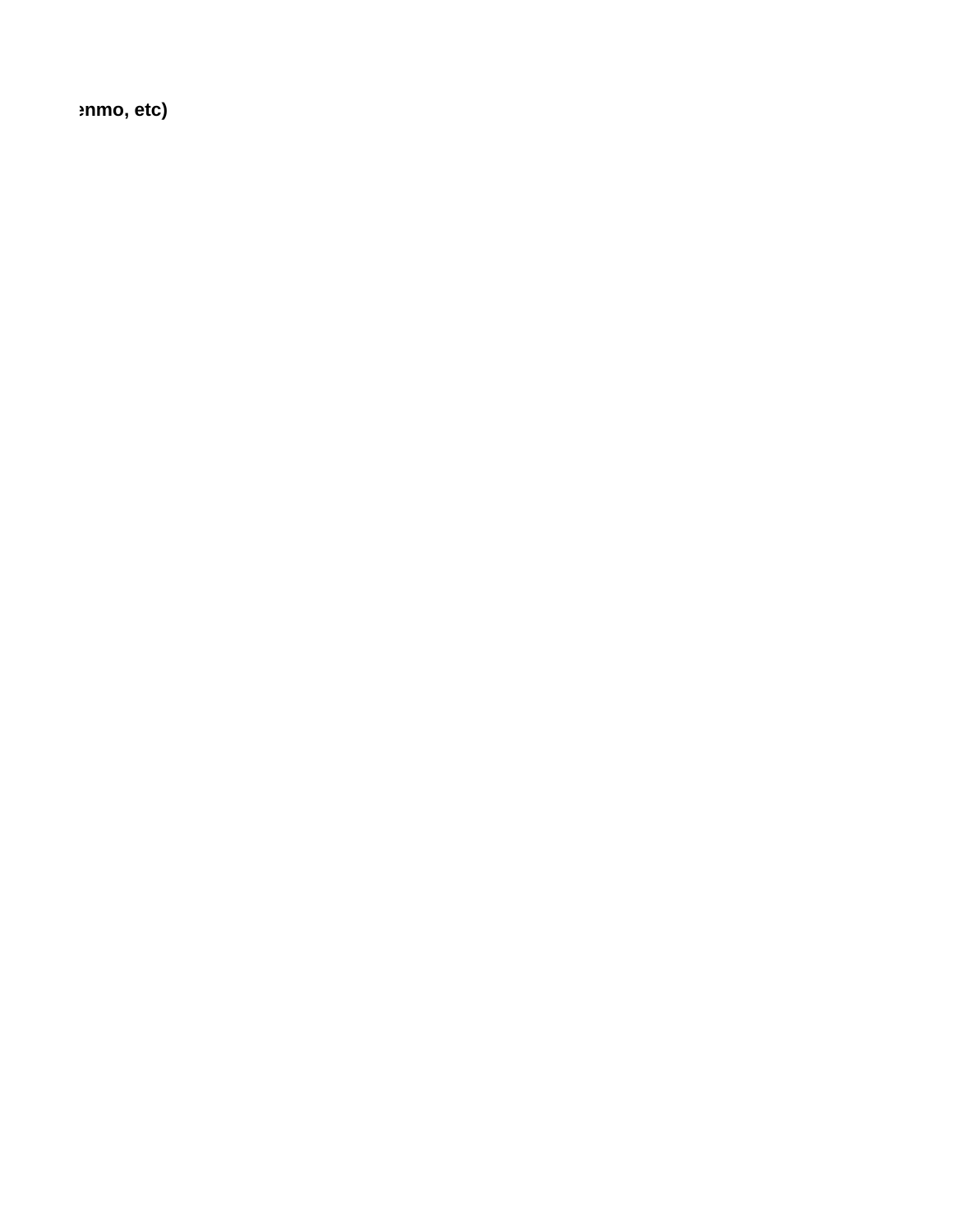**enmo, etc)**